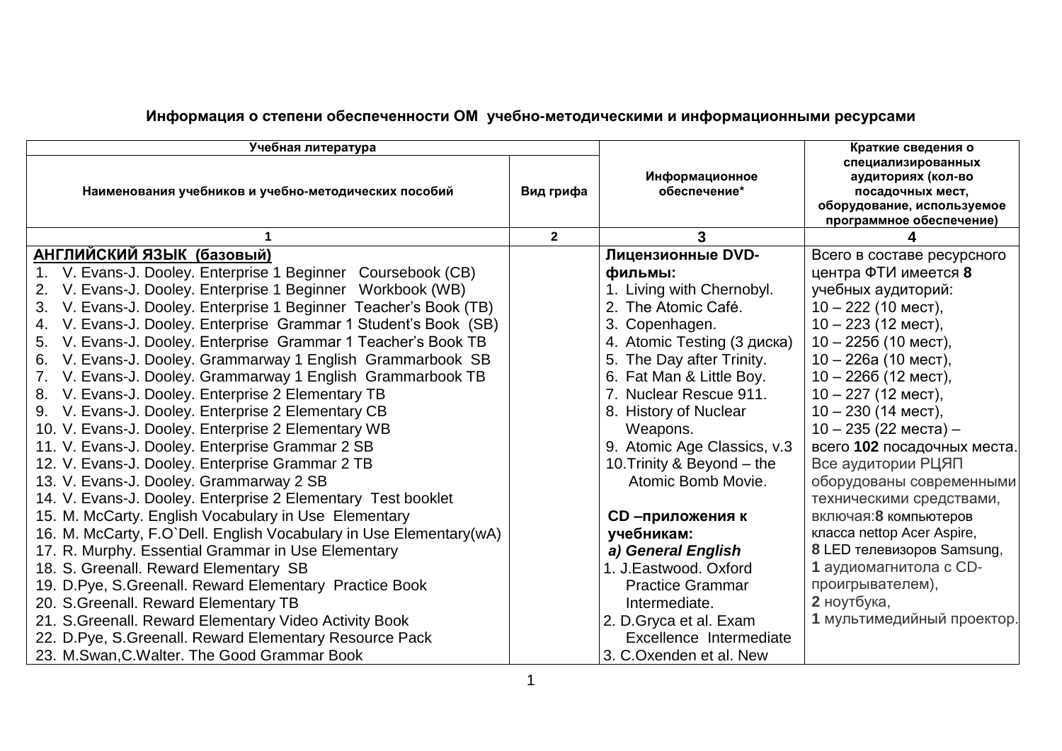**Информация о степени обеспеченности ОМ учебно-методическими и информационными ресурсами**

| Учебная литература | | Информационное обеспечение* | Краткие сведения о специализированных аудиториях (кол-во посадочных мест, оборудование, используемое программное обеспечение) |
|---|---|---|---|
| Наименования учебников и учебно-методических пособий | Вид грифа | | |
| 1 | 2 | 3 | 4 |
| **АНГЛИЙСКИЙ ЯЗЫК (базовый)**<br>1. V. Evans-J. Dooley. Enterprise 1 Beginner Coursebook (CB)<br>2. V. Evans-J. Dooley. Enterprise 1 Beginner Workbook (WB)<br>3. V. Evans-J. Dooley. Enterprise 1 Beginner Teacher's Book (TB)<br>4. V. Evans-J. Dooley. Enterprise Grammar 1 Student's Book (SB)<br>5. V. Evans-J. Dooley. Enterprise Grammar 1 Teacher's Book TB<br>6. V. Evans-J. Dooley. Grammarway 1 English Grammarbook SB<br>7. V. Evans-J. Dooley. Grammarway 1 English Grammarbook TB<br>8. V. Evans-J. Dooley. Enterprise 2 Elementary TB<br>9. V. Evans-J. Dooley. Enterprise 2 Elementary CB<br>10. V. Evans-J. Dooley. Enterprise 2 Elementary WB<br>11. V. Evans-J. Dooley. Enterprise Grammar 2 SB<br>12. V. Evans-J. Dooley. Enterprise Grammar 2 TB<br>13. V. Evans-J. Dooley. Grammarway 2 SB<br>14. V. Evans-J. Dooley. Enterprise 2 Elementary Test booklet<br>15. M. McCarty. English Vocabulary in Use Elementary<br>16. M. McCarty, F.O`Dell. English Vocabulary in Use Elementary(wA)<br>17. R. Murphy. Essential Grammar in Use Elementary<br>18. S. Greenall. Reward Elementary SB<br>19. D.Pye, S.Greenall. Reward Elementary Practice Book<br>20. S.Greenall. Reward Elementary TB<br>21. S.Greenall. Reward Elementary Video Activity Book<br>22. D.Pye, S.Greenall. Reward Elementary Resource Pack<br>23. M.Swan,C.Walter. The Good Grammar Book | | **Лицензионные DVD-фильмы:**<br>1. Living with Chernobyl.<br>2. The Atomic Café.<br>3. Copenhagen.<br>4. Atomic Testing (3 диска)<br>5. The Day after Trinity.<br>6. Fat Man & Little Boy.<br>7. Nuclear Rescue 911.<br>8. History of Nuclear Weapons.<br>9. Atomic Age Classics, v.3<br>10.Trinity & Beyond – the Atomic Bomb Movie.<br><br>**CD –приложения к учебникам:**<br>***a) General English***<br>1. J.Eastwood. Oxford Practice Grammar Intermediate.<br>2. D.Gryca et al. Exam Excellence Intermediate<br>3. C.Oxenden et al. New | Всего в составе ресурсного центра ФТИ имеется **8** учебных аудиторий:<br>10 – 222 (10 мест),<br>10 – 223 (12 мест),<br>10 – 225б (10 мест),<br>10 – 226а (10 мест),<br>10 – 226б (12 мест),<br>10 – 227 (12 мест),<br>10 – 230 (14 мест),<br>10 – 235 (22 места) – всего **102** посадочных места.<br>Все аудитории РЦЯП оборудованы современными техническими средствами, включая:**8** компьютеров класса nettop Acer Aspire,<br>**8** LED телевизоров Samsung,<br>**1** аудиомагнитола с CD-проигрывателем),<br>**2** ноутбука,<br>**1** мультимедийный проектор. |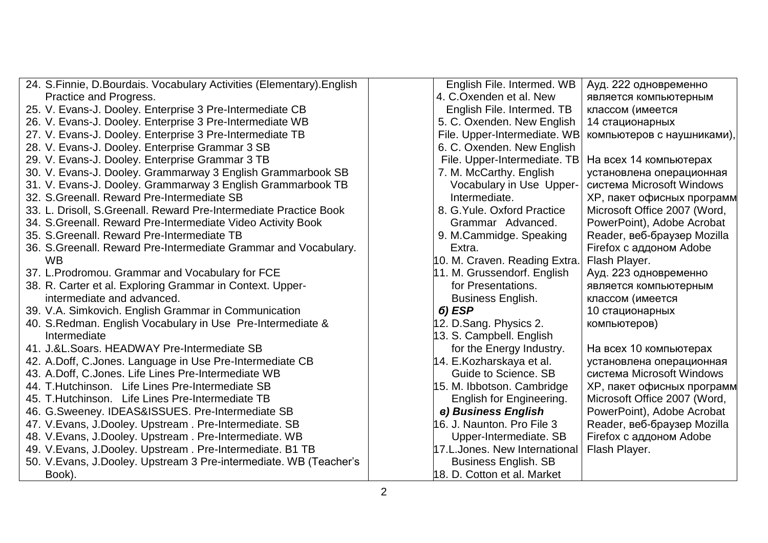| | | | |
|---|---|---|---|
| 24. S.Finnie, D.Bourdais. Vocabulary Activities (Elementary).English Practice and Progress.<br>25. V. Evans-J. Dooley. Enterprise 3 Pre-Intermediate CB<br>26. V. Evans-J. Dooley. Enterprise 3 Pre-Intermediate WB<br>27. V. Evans-J. Dooley. Enterprise 3 Pre-Intermediate TB<br>28. V. Evans-J. Dooley. Enterprise Grammar 3 SB<br>29. V. Evans-J. Dooley. Enterprise Grammar 3 TB<br>30. V. Evans-J. Dooley. Grammarway 3 English Grammarbook SB<br>31. V. Evans-J. Dooley. Grammarway 3 English Grammarbook TB<br>32. S.Greenall. Reward Pre-Intermediate SB<br>33. L. Drisoll, S.Greenall. Reward Pre-Intermediate Practice Book<br>34. S.Greenall. Reward Pre-Intermediate Video Activity Book<br>35. S.Greenall. Reward Pre-Intermediate TB<br>36. S.Greenall. Reward Pre-Intermediate Grammar and Vocabulary. WB<br>37. L.Prodromou. Grammar and Vocabulary for FCE<br>38. R. Carter et al. Exploring Grammar in Context. Upper-intermediate and advanced.<br>39. V.A. Simkovich. English Grammar in Communication<br>40. S.Redman. English Vocabulary in Use Pre-Intermediate & Intermediate<br>41. J.&L.Soars. HEADWAY Pre-Intermediate SB<br>42. A.Doff, C.Jones. Language in Use Pre-Intermediate CB<br>43. A.Doff, C.Jones. Life Lines Pre-Intermediate WB<br>44. T.Hutchinson. Life Lines Pre-Intermediate SB<br>45. T.Hutchinson. Life Lines Pre-Intermediate TB<br>46. G.Sweeney. IDEAS&ISSUES. Pre-Intermediate SB<br>47. V.Evans, J.Dooley. Upstream . Pre-Intermediate. SB<br>48. V.Evans, J.Dooley. Upstream . Pre-Intermediate. WB<br>49. V.Evans, J.Dooley. Upstream . Pre-Intermediate. B1 TB<br>50. V.Evans, J.Dooley. Upstream 3 Pre-intermediate. WB (Teacher's Book). | | English File. Intermed. WB<br>4. C.Oxenden et al. New English File. Intermed. TB<br>5. C. Oxenden. New English File. Upper-Intermediate. WB<br>6. C. Oxenden. New English File. Upper-Intermediate. TB<br>7. M. McCarthy. English Vocabulary in Use Upper-Intermediate.<br>8. G.Yule. Oxford Practice Grammar Advanced.<br>9. M.Cammidge. Speaking Extra.<br>10. M. Craven. Reading Extra.<br>11. M. Grussendorf. English for Presentations. Business English.<br>***б) ESP***<br>12. D.Sang. Physics 2.<br>13. S. Campbell. English for the Energy Industry.<br>14. E.Kozharskaya et al. Guide to Science. SB<br>15. M. Ibbotson. Cambridge English for Engineering.<br>***в) Business English***<br>16. J. Naunton. Pro File 3 Upper-Intermediate. SB<br>17.L.Jones. New International Business English. SB<br>18. D. Cotton et al. Market | Ауд. 222 одновременно является компьютерным классом (имеется 14 стационарных компьютеров с наушниками),<br><br>На всех 14 компьютерах установлена операционная система Microsoft Windows XP, пакет офисных программ Microsoft Office 2007 (Word, PowerPoint), Adobe Acrobat Reader, веб-браузер Mozilla Firefox с аддоном Adobe Flash Player.<br>Ауд. 223 одновременно является компьютерным классом (имеется 10 стационарных компьютеров)<br><br>На всех 10 компьютерах установлена операционная система Microsoft Windows XP, пакет офисных программ Microsoft Office 2007 (Word, PowerPoint), Adobe Acrobat Reader, веб-браузер Mozilla Firefox с аддоном Adobe Flash Player. |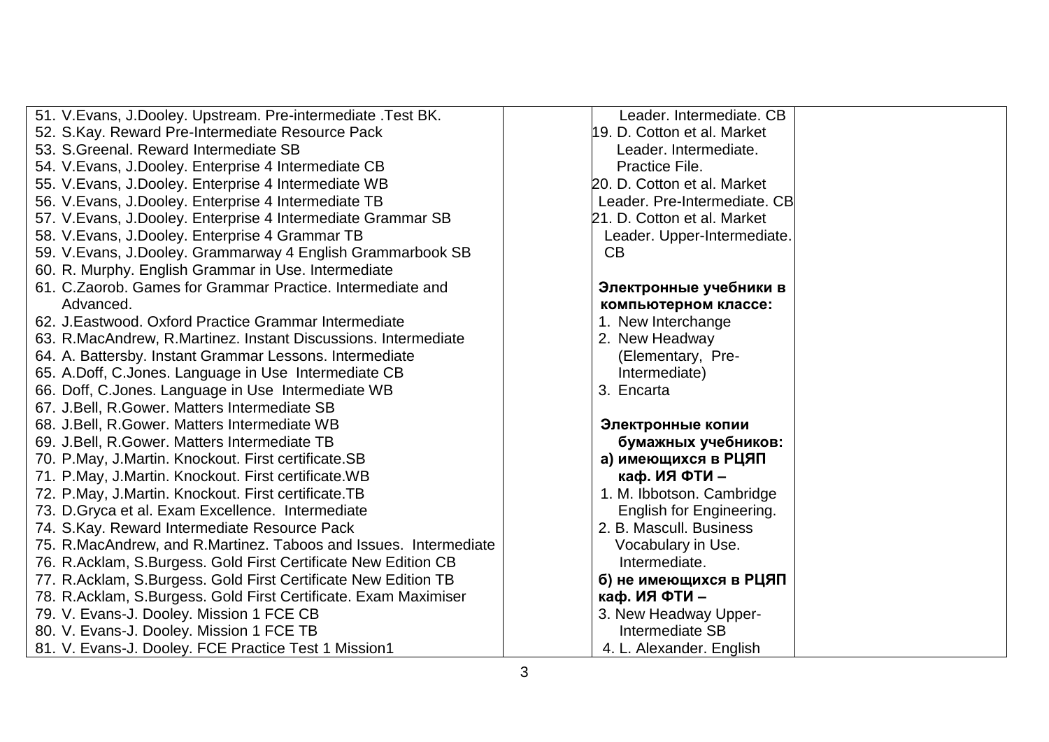| | | | |
|---|---|---|---|
| 51. V.Evans, J.Dooley. Upstream. Pre-intermediate .Test BK.<br>52. S.Kay. Reward Pre-Intermediate Resource Pack<br>53. S.Greenal. Reward Intermediate SB<br>54. V.Evans, J.Dooley. Enterprise 4 Intermediate CB<br>55. V.Evans, J.Dooley. Enterprise 4 Intermediate WB<br>56. V.Evans, J.Dooley. Enterprise 4 Intermediate TB<br>57. V.Evans, J.Dooley. Enterprise 4 Intermediate Grammar SB<br>58. V.Evans, J.Dooley. Enterprise 4 Grammar TB<br>59. V.Evans, J.Dooley. Grammarway 4 English Grammarbook SB<br>60. R. Murphy. English Grammar in Use. Intermediate<br>61. C.Zaorob. Games for Grammar Practice. Intermediate and Advanced.<br>62. J.Eastwood. Oxford Practice Grammar Intermediate<br>63. R.MacAndrew, R.Martinez. Instant Discussions. Intermediate<br>64. A. Battersby. Instant Grammar Lessons. Intermediate<br>65. A.Doff, C.Jones. Language in Use Intermediate CB<br>66. Doff, C.Jones. Language in Use Intermediate WB<br>67. J.Bell, R.Gower. Matters Intermediate SB<br>68. J.Bell, R.Gower. Matters Intermediate WB<br>69. J.Bell, R.Gower. Matters Intermediate TB<br>70. P.May, J.Martin. Knockout. First certificate.SB<br>71. P.May, J.Martin. Knockout. First certificate.WB<br>72. P.May, J.Martin. Knockout. First certificate.TB<br>73. D.Gryca et al. Exam Excellence. Intermediate<br>74. S.Kay. Reward Intermediate Resource Pack<br>75. R.MacAndrew, and R.Martinez. Taboos and Issues. Intermediate<br>76. R.Acklam, S.Burgess. Gold First Certificate New Edition CB<br>77. R.Acklam, S.Burgess. Gold First Certificate New Edition TB<br>78. R.Acklam, S.Burgess. Gold First Certificate. Exam Maximiser<br>79. V. Evans-J. Dooley. Mission 1 FCE CB<br>80. V. Evans-J. Dooley. Mission 1 FCE TB<br>81. V. Evans-J. Dooley. FCE Practice Test 1 Mission1 | | Leader. Intermediate. CB<br>19. D. Cotton et al. Market Leader. Intermediate. Practice File.<br>20. D. Cotton et al. Market Leader. Pre-Intermediate. CB<br>21. D. Cotton et al. Market Leader. Upper-Intermediate. CB<br><br>**Электронные учебники в компьютерном классе:**<br>1. New Interchange<br>2. New Headway (Elementary, Pre-Intermediate)<br>3. Encarta<br><br>**Электронные копии бумажных учебников:**<br>**а) имеющихся в РЦЯП каф. ИЯ ФТИ –**<br>1. M. Ibbotson. Cambridge English for Engineering.<br>2. B. Mascull. Business Vocabulary in Use. Intermediate.<br>**б) не имеющихся в РЦЯП каф. ИЯ ФТИ –**<br>3. New Headway Upper-Intermediate SB<br>4. L. Alexander. English | |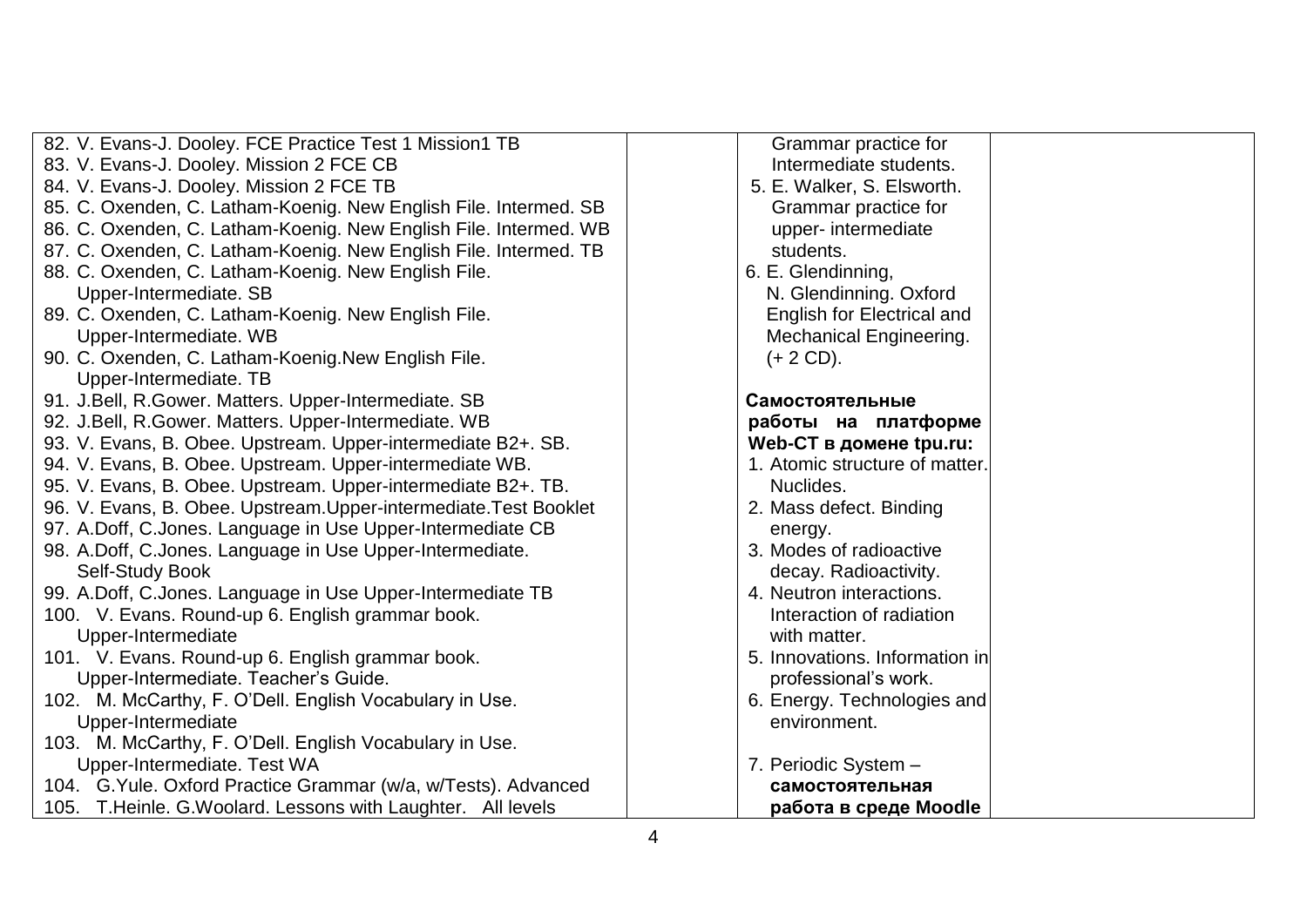| | | | |
|---|---|---|---|
| 82. V. Evans-J. Dooley. FCE Practice Test 1 Mission1 TB<br>83. V. Evans-J. Dooley. Mission 2 FCE CB<br>84. V. Evans-J. Dooley. Mission 2 FCE TB<br>85. C. Oxenden, C. Latham-Koenig. New English File. Intermed. SB<br>86. C. Oxenden, C. Latham-Koenig. New English File. Intermed. WB<br>87. C. Oxenden, C. Latham-Koenig. New English File. Intermed. TB<br>88. C. Oxenden, C. Latham-Koenig. New English File. Upper-Intermediate. SB<br>89. C. Oxenden, C. Latham-Koenig. New English File. Upper-Intermediate. WB<br>90. C. Oxenden, C. Latham-Koenig.New English File. Upper-Intermediate. TB<br>91. J.Bell, R.Gower. Matters. Upper-Intermediate. SB<br>92. J.Bell, R.Gower. Matters. Upper-Intermediate. WB<br>93. V. Evans, B. Obee. Upstream. Upper-intermediate B2+. SB.<br>94. V. Evans, B. Obee. Upstream. Upper-intermediate WB.<br>95. V. Evans, B. Obee. Upstream. Upper-intermediate B2+. TB.<br>96. V. Evans, B. Obee. Upstream.Upper-intermediate.Test Booklet<br>97. A.Doff, C.Jones. Language in Use Upper-Intermediate CB<br>98. A.Doff, C.Jones. Language in Use Upper-Intermediate. Self-Study Book<br>99. A.Doff, C.Jones. Language in Use Upper-Intermediate TB<br>100. V. Evans. Round-up 6. English grammar book. Upper-Intermediate<br>101. V. Evans. Round-up 6. English grammar book. Upper-Intermediate. Teacher's Guide.<br>102. M. McCarthy, F. O'Dell. English Vocabulary in Use. Upper-Intermediate<br>103. M. McCarthy, F. O'Dell. English Vocabulary in Use. Upper-Intermediate. Test WA<br>104. G.Yule. Oxford Practice Grammar (w/a, w/Tests). Advanced<br>105. T.Heinle. G.Woolard. Lessons with Laughter. All levels | | Grammar practice for Intermediate students.<br>5. E. Walker, S. Elsworth. Grammar practice for upper- intermediate students.<br>6. E. Glendinning, N. Glendinning. Oxford English for Electrical and Mechanical Engineering. (+ 2 CD).<br><br>**Самостоятельные работы на платформе Web-CT в домене tpu.ru:**<br>1. Atomic structure of matter. Nuclides.<br>2. Mass defect. Binding energy.<br>3. Modes of radioactive decay. Radioactivity.<br>4. Neutron interactions. Interaction of radiation with matter.<br>5. Innovations. Information in professional's work.<br>6. Energy. Technologies and environment.<br><br>7. Periodic System – **самостоятельная работа в среде Moodle** | |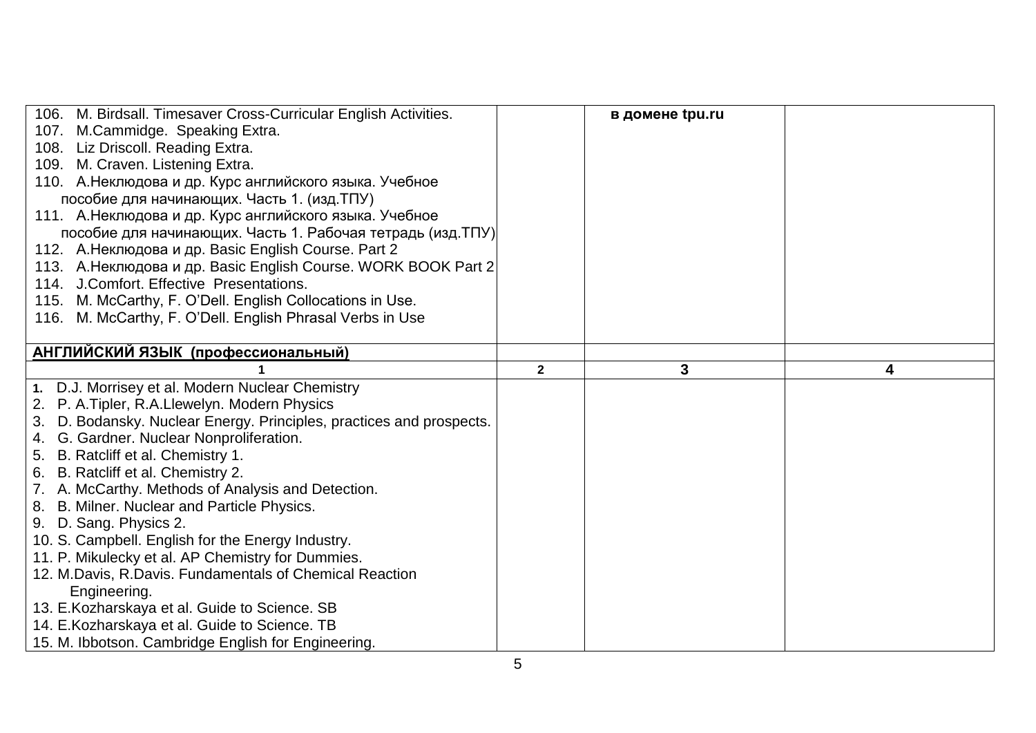| | | | |
|---|---|---|---|
| 106. M. Birdsall. Timesaver Cross-Curricular English Activities.<br>107. M.Cammidge. Speaking Extra.<br>108. Liz Driscoll. Reading Extra.<br>109. M. Craven. Listening Extra.<br>110. А.Неклюдова и др. Курс английского языка. Учебное пособие для начинающих. Часть 1. (изд.ТПУ)<br>111. А.Неклюдова и др. Курс английского языка. Учебное пособие для начинающих. Часть 1. Рабочая тетрадь (изд.ТПУ)<br>112. А.Неклюдова и др. Basic English Course. Part 2<br>113. А.Неклюдова и др. Basic English Course. WORK BOOK Part 2<br>114. J.Comfort. Effective Presentations.<br>115. M. McCarthy, F. O'Dell. English Collocations in Use.<br>116. M. McCarthy, F. O'Dell. English Phrasal Verbs in Use | | **в домене tpu.ru** | |
| **АНГЛИЙСКИЙ ЯЗЫК (профессиональный)** | | | |
| **1** | **2** | **3** | **4** |
| 1. D.J. Morrisey et al. Modern Nuclear Chemistry<br>2. P. A.Tipler, R.A.Llewelyn. Modern Physics<br>3. D. Bodansky. Nuclear Energy. Principles, practices and prospects.<br>4. G. Gardner. Nuclear Nonproliferation.<br>5. B. Ratcliff et al. Chemistry 1.<br>6. B. Ratcliff et al. Chemistry 2.<br>7. A. McCarthy. Methods of Analysis and Detection.<br>8. B. Milner. Nuclear and Particle Physics.<br>9. D. Sang. Physics 2.<br>10. S. Campbell. English for the Energy Industry.<br>11. P. Mikulecky et al. AP Chemistry for Dummies.<br>12. M.Davis, R.Davis. Fundamentals of Chemical Reaction Engineering.<br>13. E.Kozharskaya et al. Guide to Science. SB<br>14. E.Kozharskaya et al. Guide to Science. TB<br>15. M. Ibbotson. Cambridge English for Engineering. | | | |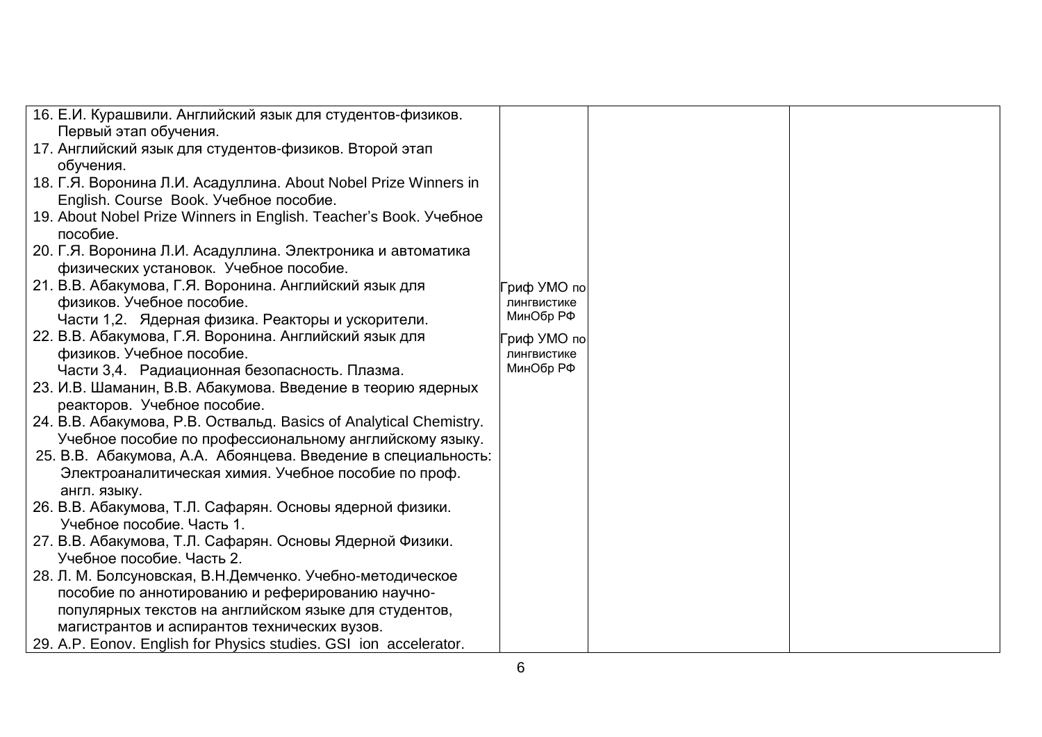| | | | |
|---|---|---|---|
| 16. Е.И. Курашвили. Английский язык для студентов-физиков. Первый этап обучения.<br>17. Английский язык для студентов-физиков. Второй этап обучения.<br>18. Г.Я. Воронина Л.И. Асадуллина. About Nobel Prize Winners in English. Course Book. Учебное пособие.<br>19. About Nobel Prize Winners in English. Teacher's Book. Учебное пособие.<br>20. Г.Я. Воронина Л.И. Асадуллина. Электроника и автоматика физических установок. Учебное пособие.<br>21. В.В. Абакумова, Г.Я. Воронина. Английский язык для физиков. Учебное пособие. Части 1,2. Ядерная физика. Реакторы и ускорители.<br>22. В.В. Абакумова, Г.Я. Воронина. Английский язык для физиков. Учебное пособие. Части 3,4. Радиационная безопасность. Плазма.<br>23. И.В. Шаманин, В.В. Абакумова. Введение в теорию ядерных реакторов. Учебное пособие.<br>24. В.В. Абакумова, Р.В. Оствальд. Basics of Analytical Chemistry. Учебное пособие по профессиональному английскому языку.<br>25. В.В. Абакумова, А.А. Абоянцева. Введение в специальность: Электроаналитическая химия. Учебное пособие по проф. англ. языку.<br>26. В.В. Абакумова, Т.Л. Сафарян. Основы ядерной физики. Учебное пособие. Часть 1.<br>27. В.В. Абакумова, Т.Л. Сафарян. Основы Ядерной Физики. Учебное пособие. Часть 2.<br>28. Л. М. Болсуновская, В.Н.Демченко. Учебно-методическое пособие по аннотированию и реферированию научно-популярных текстов на английском языке для студентов, магистрантов и аспирантов технических вузов.<br>29. A.P. Eonov. English for Physics studies. GSI ion accelerator. | Гриф УМО по лингвистике МинОбр РФ<br><br>Гриф УМО по лингвистике МинОбр РФ | | |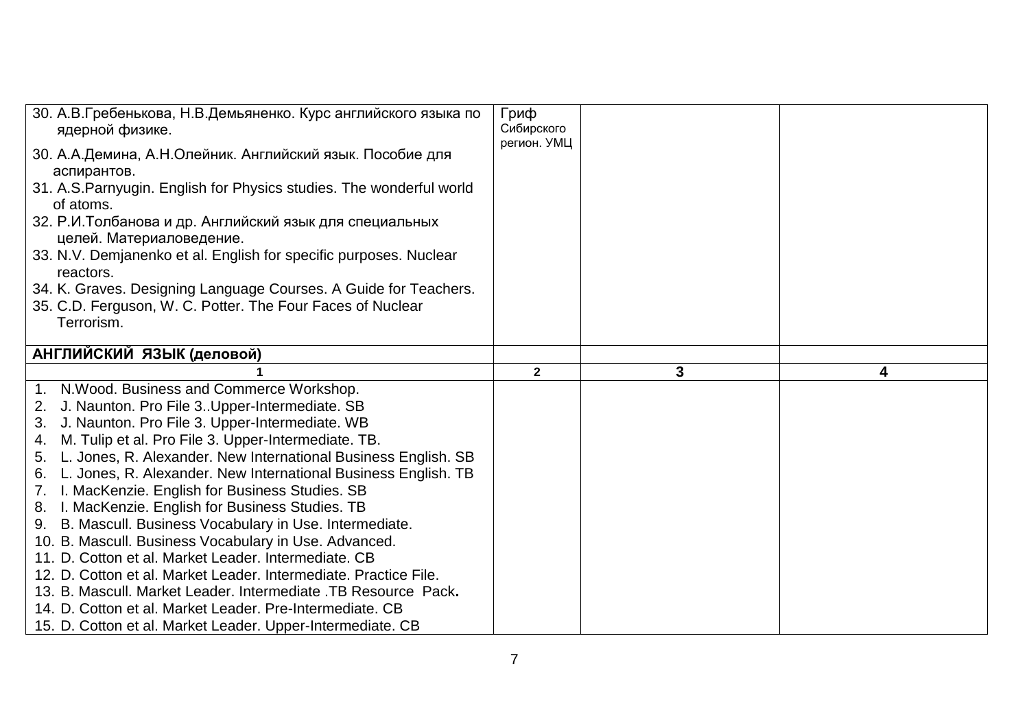| | | | |
|---|---|---|---|
| 30. А.В.Гребенькова, Н.В.Демьяненко. Курс английского языка по ядерной физике.<br>30. А.А.Демина, А.Н.Олейник. Английский язык. Пособие для аспирантов.<br>31. A.S.Parnyugin. English for Physics studies. The wonderful world of atoms.<br>32. Р.И.Толбанова и др. Английский язык для специальных целей. Материаловедение.<br>33. N.V. Demjanenko et al. English for specific purposes. Nuclear reactors.<br>34. K. Graves. Designing Language Courses. A Guide for Teachers.<br>35. C.D. Ferguson, W. C. Potter. The Four Faces of Nuclear Terrorism. | Гриф Сибирского регион. УМЦ | | |
| **АНГЛИЙСКИЙ ЯЗЫК (деловой)** | | | |
| **1** | **2** | **3** | **4** |
| 1. N.Wood. Business and Commerce Workshop.<br>2. J. Naunton. Pro File 3..Upper-Intermediate. SB<br>3. J. Naunton. Pro File 3. Upper-Intermediate. WB<br>4. M. Tulip et al. Pro File 3. Upper-Intermediate. TB.<br>5. L. Jones, R. Alexander. New International Business English. SB<br>6. L. Jones, R. Alexander. New International Business English. TB<br>7. I. MacKenzie. English for Business Studies. SB<br>8. I. MacKenzie. English for Business Studies. TB<br>9. B. Mascull. Business Vocabulary in Use. Intermediate.<br>10. B. Mascull. Business Vocabulary in Use. Advanced.<br>11. D. Cotton et al. Market Leader. Intermediate. CB<br>12. D. Cotton et al. Market Leader. Intermediate. Practice File.<br>13. B. Mascull. Market Leader. Intermediate .TB Resource Pack.<br>14. D. Cotton et al. Market Leader. Pre-Intermediate. CB<br>15. D. Cotton et al. Market Leader. Upper-Intermediate. CB | | | |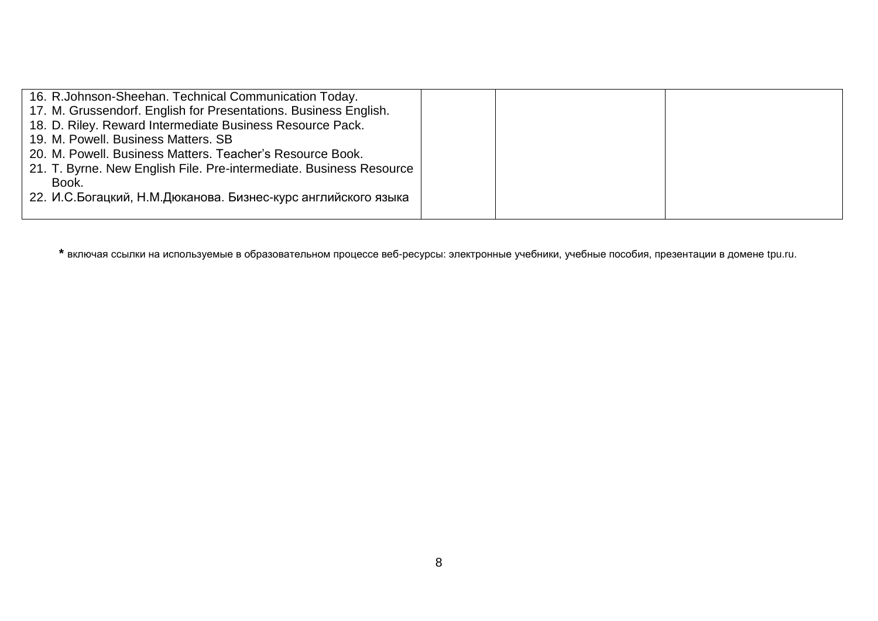| | | | |
|---|---|---|---|
| 16. R.Johnson-Sheehan. Technical Communication Today.<br>17. M. Grussendorf. English for Presentations. Business English.<br>18. D. Riley. Reward Intermediate Business Resource Pack.<br>19. M. Powell. Business Matters. SB<br>20. M. Powell. Business Matters. Teacher's Resource Book.<br>21. T. Byrne. New English File. Pre-intermediate. Business Resource Book.<br>22. И.С.Богацкий, Н.М.Дюканова. Бизнес-курс английского языка | | | |

**\*** включая ссылки на используемые в образовательном процессе веб-ресурсы: электронные учебники, учебные пособия, презентации в домене tpu.ru.